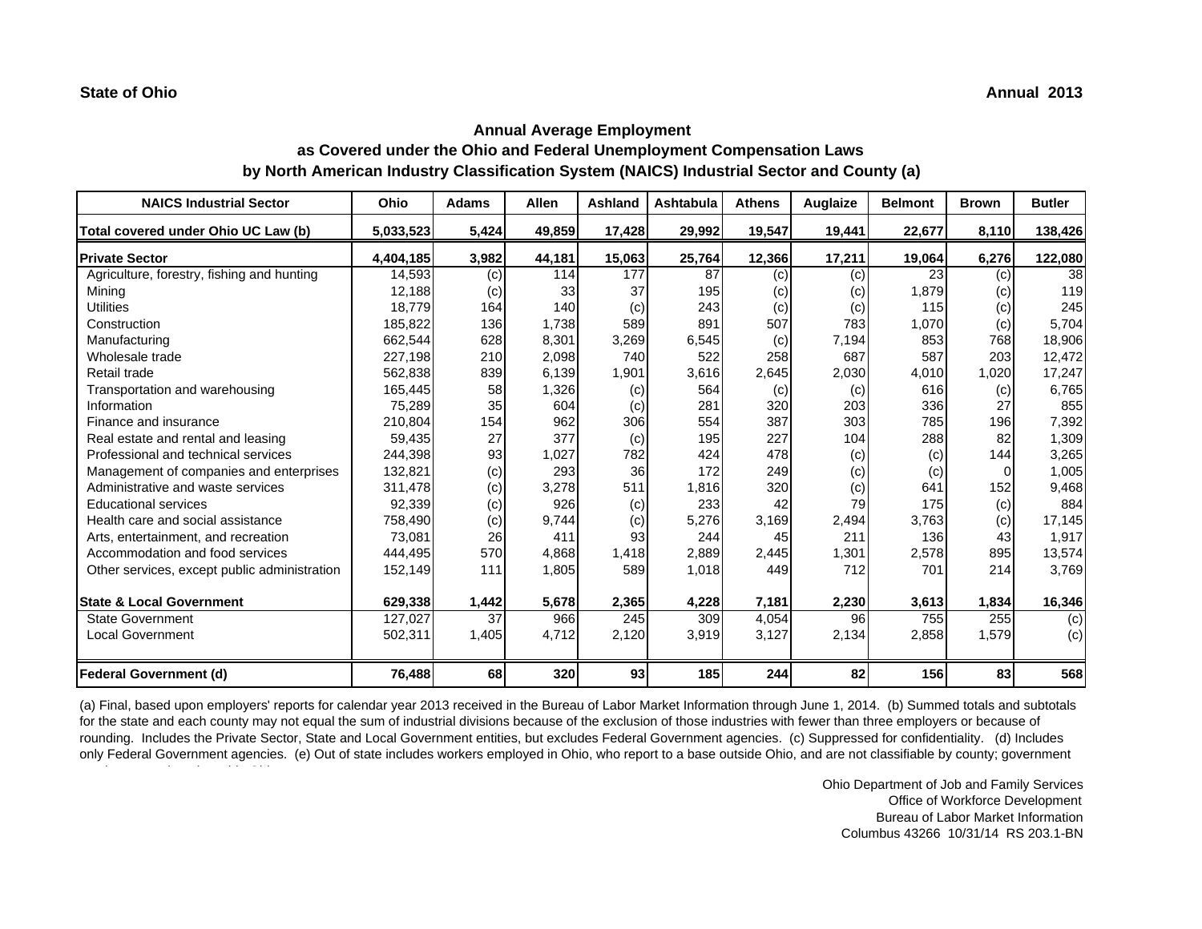**State of Ohio** **Annual 2013**

## Annual Average Employment
## as Covered under the Ohio and Federal Unemployment Compensation Laws
## by North American Industry Classification System (NAICS) Industrial Sector and County (a)

| NAICS Industrial Sector | Ohio | Adams | Allen | Ashland | Ashtabula | Athens | Auglaize | Belmont | Brown | Butler |
|---|---|---|---|---|---|---|---|---|---|---|
| **Total covered under Ohio UC Law (b)** | **5,033,523** | **5,424** | **49,859** | **17,428** | **29,992** | **19,547** | **19,441** | **22,677** | **8,110** | **138,426** |
| **Private Sector** | **4,404,185** | **3,982** | **44,181** | **15,063** | **25,764** | **12,366** | **17,211** | **19,064** | **6,276** | **122,080** |
| Agriculture, forestry, fishing and hunting | 14,593 | (c) | 114 | 177 | 87 | (c) | (c) | 23 | (c) | 38 |
| Mining | 12,188 | (c) | 33 | 37 | 195 | (c) | (c) | 1,879 | (c) | 119 |
| Utilities | 18,779 | 164 | 140 | (c) | 243 | (c) | (c) | 115 | (c) | 245 |
| Construction | 185,822 | 136 | 1,738 | 589 | 891 | 507 | 783 | 1,070 | (c) | 5,704 |
| Manufacturing | 662,544 | 628 | 8,301 | 3,269 | 6,545 | (c) | 7,194 | 853 | 768 | 18,906 |
| Wholesale trade | 227,198 | 210 | 2,098 | 740 | 522 | 258 | 687 | 587 | 203 | 12,472 |
| Retail trade | 562,838 | 839 | 6,139 | 1,901 | 3,616 | 2,645 | 2,030 | 4,010 | 1,020 | 17,247 |
| Transportation and warehousing | 165,445 | 58 | 1,326 | (c) | 564 | (c) | (c) | 616 | (c) | 6,765 |
| Information | 75,289 | 35 | 604 | (c) | 281 | 320 | 203 | 336 | 27 | 855 |
| Finance and insurance | 210,804 | 154 | 962 | 306 | 554 | 387 | 303 | 785 | 196 | 7,392 |
| Real estate and rental and leasing | 59,435 | 27 | 377 | (c) | 195 | 227 | 104 | 288 | 82 | 1,309 |
| Professional and technical services | 244,398 | 93 | 1,027 | 782 | 424 | 478 | (c) | (c) | 144 | 3,265 |
| Management of companies and enterprises | 132,821 | (c) | 293 | 36 | 172 | 249 | (c) | (c) | 0 | 1,005 |
| Administrative and waste services | 311,478 | (c) | 3,278 | 511 | 1,816 | 320 | (c) | 641 | 152 | 9,468 |
| Educational services | 92,339 | (c) | 926 | (c) | 233 | 42 | 79 | 175 | (c) | 884 |
| Health care and social assistance | 758,490 | (c) | 9,744 | (c) | 5,276 | 3,169 | 2,494 | 3,763 | (c) | 17,145 |
| Arts, entertainment, and recreation | 73,081 | 26 | 411 | 93 | 244 | 45 | 211 | 136 | 43 | 1,917 |
| Accommodation and food services | 444,495 | 570 | 4,868 | 1,418 | 2,889 | 2,445 | 1,301 | 2,578 | 895 | 13,574 |
| Other services, except public administration | 152,149 | 111 | 1,805 | 589 | 1,018 | 449 | 712 | 701 | 214 | 3,769 |
| **State & Local Government** | **629,338** | **1,442** | **5,678** | **2,365** | **4,228** | **7,181** | **2,230** | **3,613** | **1,834** | **16,346** |
| State Government | 127,027 | 37 | 966 | 245 | 309 | 4,054 | 96 | 755 | 255 | (c) |
| Local Government | 502,311 | 1,405 | 4,712 | 2,120 | 3,919 | 3,127 | 2,134 | 2,858 | 1,579 | (c) |
| **Federal Government (d)** | **76,488** | **68** | **320** | **93** | **185** | **244** | **82** | **156** | **83** | **568** |

(a) Final, based upon employers' reports for calendar year 2013 received in the Bureau of Labor Market Information through June 1, 2014. (b) Summed totals and subtotals for the state and each county may not equal the sum of industrial divisions because of the exclusion of those industries with fewer than three employers or because of rounding. Includes the Private Sector, State and Local Government entities, but excludes Federal Government agencies. (c) Suppressed for confidentiality. (d) Includes only Federal Government agencies. (e) Out of state includes workers employed in Ohio, who report to a base outside Ohio, and are not classifiable by county; government

Ohio Department of Job and Family Services
Office of Workforce Development
Bureau of Labor Market Information
Columbus 43266 10/31/14 RS 203.1-BN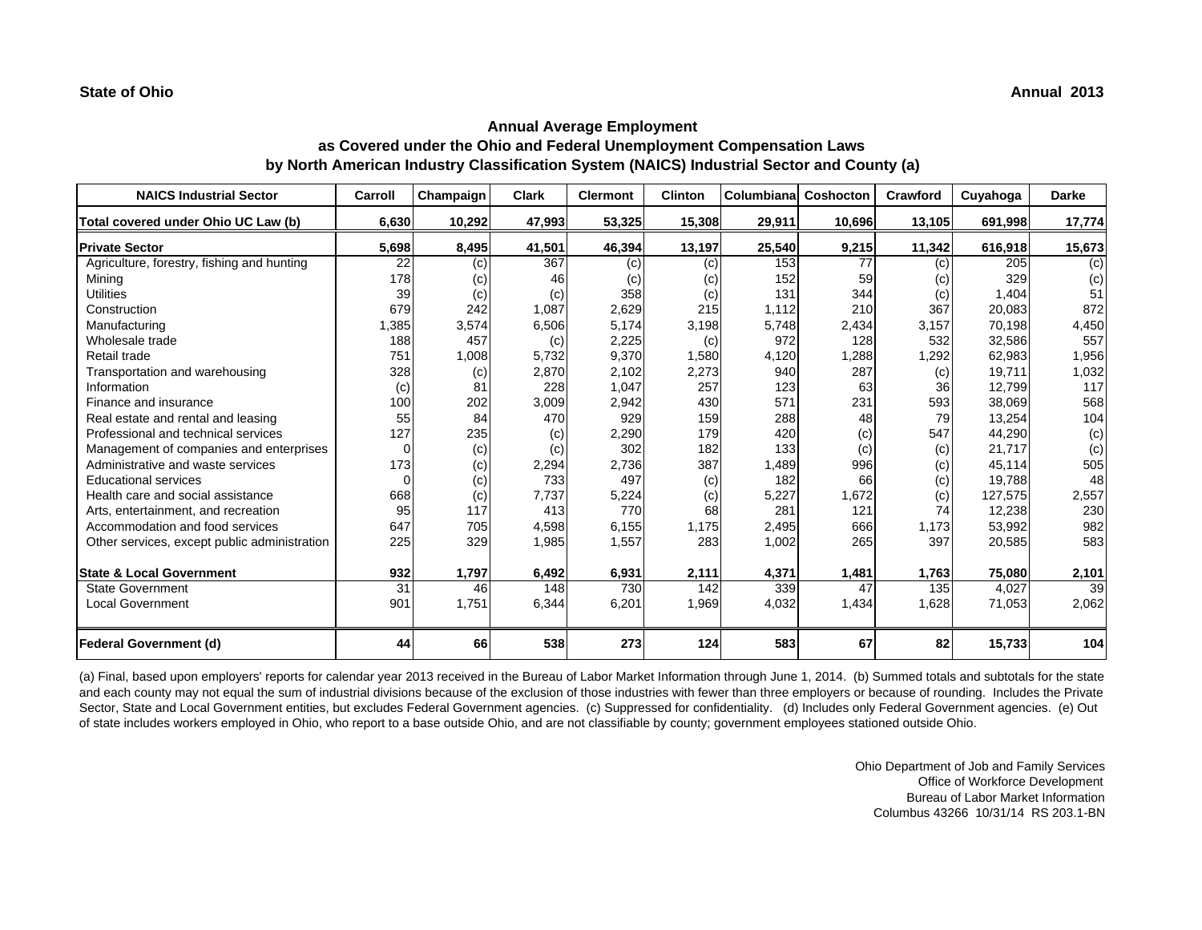**State of Ohio** **Annual 2013**

## Annual Average Employment
## as Covered under the Ohio and Federal Unemployment Compensation Laws
## by North American Industry Classification System (NAICS) Industrial Sector and County (a)

| NAICS Industrial Sector | Carroll | Champaign | Clark | Clermont | Clinton | Columbiana | Coshocton | Crawford | Cuyahoga | Darke |
|---|---|---|---|---|---|---|---|---|---|---|
| **Total covered under Ohio UC Law (b)** | **6,630** | **10,292** | **47,993** | **53,325** | **15,308** | **29,911** | **10,696** | **13,105** | **691,998** | **17,774** |
| **Private Sector** | **5,698** | **8,495** | **41,501** | **46,394** | **13,197** | **25,540** | **9,215** | **11,342** | **616,918** | **15,673** |
| Agriculture, forestry, fishing and hunting | 22 | (c) | 367 | (c) | (c) | 153 | 77 | (c) | 205 | (c) |
| Mining | 178 | (c) | 46 | (c) | (c) | 152 | 59 | (c) | 329 | (c) |
| Utilities | 39 | (c) | (c) | 358 | (c) | 131 | 344 | (c) | 1,404 | 51 |
| Construction | 679 | 242 | 1,087 | 2,629 | 215 | 1,112 | 210 | 367 | 20,083 | 872 |
| Manufacturing | 1,385 | 3,574 | 6,506 | 5,174 | 3,198 | 5,748 | 2,434 | 3,157 | 70,198 | 4,450 |
| Wholesale trade | 188 | 457 | (c) | 2,225 | (c) | 972 | 128 | 532 | 32,586 | 557 |
| Retail trade | 751 | 1,008 | 5,732 | 9,370 | 1,580 | 4,120 | 1,288 | 1,292 | 62,983 | 1,956 |
| Transportation and warehousing | 328 | (c) | 2,870 | 2,102 | 2,273 | 940 | 287 | (c) | 19,711 | 1,032 |
| Information | (c) | 81 | 228 | 1,047 | 257 | 123 | 63 | 36 | 12,799 | 117 |
| Finance and insurance | 100 | 202 | 3,009 | 2,942 | 430 | 571 | 231 | 593 | 38,069 | 568 |
| Real estate and rental and leasing | 55 | 84 | 470 | 929 | 159 | 288 | 48 | 79 | 13,254 | 104 |
| Professional and technical services | 127 | 235 | (c) | 2,290 | 179 | 420 | (c) | 547 | 44,290 | (c) |
| Management of companies and enterprises | 0 | (c) | (c) | 302 | 182 | 133 | (c) | (c) | 21,717 | (c) |
| Administrative and waste services | 173 | (c) | 2,294 | 2,736 | 387 | 1,489 | 996 | (c) | 45,114 | 505 |
| Educational services | 0 | (c) | 733 | 497 | (c) | 182 | 66 | (c) | 19,788 | 48 |
| Health care and social assistance | 668 | (c) | 7,737 | 5,224 | (c) | 5,227 | 1,672 | (c) | 127,575 | 2,557 |
| Arts, entertainment, and recreation | 95 | 117 | 413 | 770 | 68 | 281 | 121 | 74 | 12,238 | 230 |
| Accommodation and food services | 647 | 705 | 4,598 | 6,155 | 1,175 | 2,495 | 666 | 1,173 | 53,992 | 982 |
| Other services, except public administration | 225 | 329 | 1,985 | 1,557 | 283 | 1,002 | 265 | 397 | 20,585 | 583 |
| **State & Local Government** | **932** | **1,797** | **6,492** | **6,931** | **2,111** | **4,371** | **1,481** | **1,763** | **75,080** | **2,101** |
| State Government | 31 | 46 | 148 | 730 | 142 | 339 | 47 | 135 | 4,027 | 39 |
| Local Government | 901 | 1,751 | 6,344 | 6,201 | 1,969 | 4,032 | 1,434 | 1,628 | 71,053 | 2,062 |
| **Federal Government (d)** | **44** | **66** | **538** | **273** | **124** | **583** | **67** | **82** | **15,733** | **104** |

(a) Final, based upon employers' reports for calendar year 2013 received in the Bureau of Labor Market Information through June 1, 2014. (b) Summed totals and subtotals for the state and each county may not equal the sum of industrial divisions because of the exclusion of those industries with fewer than three employers or because of rounding. Includes the Private Sector, State and Local Government entities, but excludes Federal Government agencies. (c) Suppressed for confidentiality. (d) Includes only Federal Government agencies. (e) Out of state includes workers employed in Ohio, who report to a base outside Ohio, and are not classifiable by county; government employees stationed outside Ohio.

Ohio Department of Job and Family Services
Office of Workforce Development
Bureau of Labor Market Information
Columbus 43266 10/31/14 RS 203.1-BN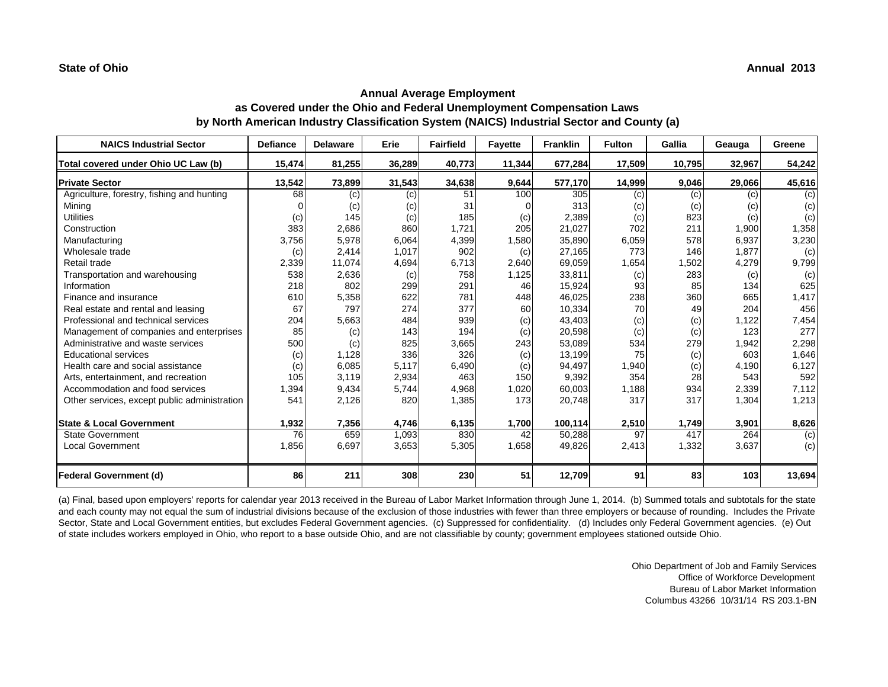**State of Ohio** **Annual 2013**

## Annual Average Employment
## as Covered under the Ohio and Federal Unemployment Compensation Laws
## by North American Industry Classification System (NAICS) Industrial Sector and County (a)

| NAICS Industrial Sector | Defiance | Delaware | Erie | Fairfield | Fayette | Franklin | Fulton | Gallia | Geauga | Greene |
|---|---|---|---|---|---|---|---|---|---|---|
| **Total covered under Ohio UC Law (b)** | **15,474** | **81,255** | **36,289** | **40,773** | **11,344** | **677,284** | **17,509** | **10,795** | **32,967** | **54,242** |
| **Private Sector** | **13,542** | **73,899** | **31,543** | **34,638** | **9,644** | **577,170** | **14,999** | **9,046** | **29,066** | **45,616** |
| Agriculture, forestry, fishing and hunting | 68 | (c) | (c) | 51 | 100 | 305 | (c) | (c) | (c) | (c) |
| Mining | 0 | (c) | (c) | 31 | 0 | 313 | (c) | (c) | (c) | (c) |
| Utilities | (c) | 145 | (c) | 185 | (c) | 2,389 | (c) | 823 | (c) | (c) |
| Construction | 383 | 2,686 | 860 | 1,721 | 205 | 21,027 | 702 | 211 | 1,900 | 1,358 |
| Manufacturing | 3,756 | 5,978 | 6,064 | 4,399 | 1,580 | 35,890 | 6,059 | 578 | 6,937 | 3,230 |
| Wholesale trade | (c) | 2,414 | 1,017 | 902 | (c) | 27,165 | 773 | 146 | 1,877 | (c) |
| Retail trade | 2,339 | 11,074 | 4,694 | 6,713 | 2,640 | 69,059 | 1,654 | 1,502 | 4,279 | 9,799 |
| Transportation and warehousing | 538 | 2,636 | (c) | 758 | 1,125 | 33,811 | (c) | 283 | (c) | (c) |
| Information | 218 | 802 | 299 | 291 | 46 | 15,924 | 93 | 85 | 134 | 625 |
| Finance and insurance | 610 | 5,358 | 622 | 781 | 448 | 46,025 | 238 | 360 | 665 | 1,417 |
| Real estate and rental and leasing | 67 | 797 | 274 | 377 | 60 | 10,334 | 70 | 49 | 204 | 456 |
| Professional and technical services | 204 | 5,663 | 484 | 939 | (c) | 43,403 | (c) | (c) | 1,122 | 7,454 |
| Management of companies and enterprises | 85 | (c) | 143 | 194 | (c) | 20,598 | (c) | (c) | 123 | 277 |
| Administrative and waste services | 500 | (c) | 825 | 3,665 | 243 | 53,089 | 534 | 279 | 1,942 | 2,298 |
| Educational services | (c) | 1,128 | 336 | 326 | (c) | 13,199 | 75 | (c) | 603 | 1,646 |
| Health care and social assistance | (c) | 6,085 | 5,117 | 6,490 | (c) | 94,497 | 1,940 | (c) | 4,190 | 6,127 |
| Arts, entertainment, and recreation | 105 | 3,119 | 2,934 | 463 | 150 | 9,392 | 354 | 28 | 543 | 592 |
| Accommodation and food services | 1,394 | 9,434 | 5,744 | 4,968 | 1,020 | 60,003 | 1,188 | 934 | 2,339 | 7,112 |
| Other services, except public administration | 541 | 2,126 | 820 | 1,385 | 173 | 20,748 | 317 | 317 | 1,304 | 1,213 |
| **State & Local Government** | **1,932** | **7,356** | **4,746** | **6,135** | **1,700** | **100,114** | **2,510** | **1,749** | **3,901** | **8,626** |
| State Government | 76 | 659 | 1,093 | 830 | 42 | 50,288 | 97 | 417 | 264 | (c) |
| Local Government | 1,856 | 6,697 | 3,653 | 5,305 | 1,658 | 49,826 | 2,413 | 1,332 | 3,637 | (c) |
| **Federal Government (d)** | **86** | **211** | **308** | **230** | **51** | **12,709** | **91** | **83** | **103** | **13,694** |

(a) Final, based upon employers' reports for calendar year 2013 received in the Bureau of Labor Market Information through June 1, 2014. (b) Summed totals and subtotals for the state and each county may not equal the sum of industrial divisions because of the exclusion of those industries with fewer than three employers or because of rounding. Includes the Private Sector, State and Local Government entities, but excludes Federal Government agencies. (c) Suppressed for confidentiality. (d) Includes only Federal Government agencies. (e) Out of state includes workers employed in Ohio, who report to a base outside Ohio, and are not classifiable by county; government employees stationed outside Ohio.

Ohio Department of Job and Family Services
Office of Workforce Development
Bureau of Labor Market Information
Columbus 43266 10/31/14 RS 203.1-BN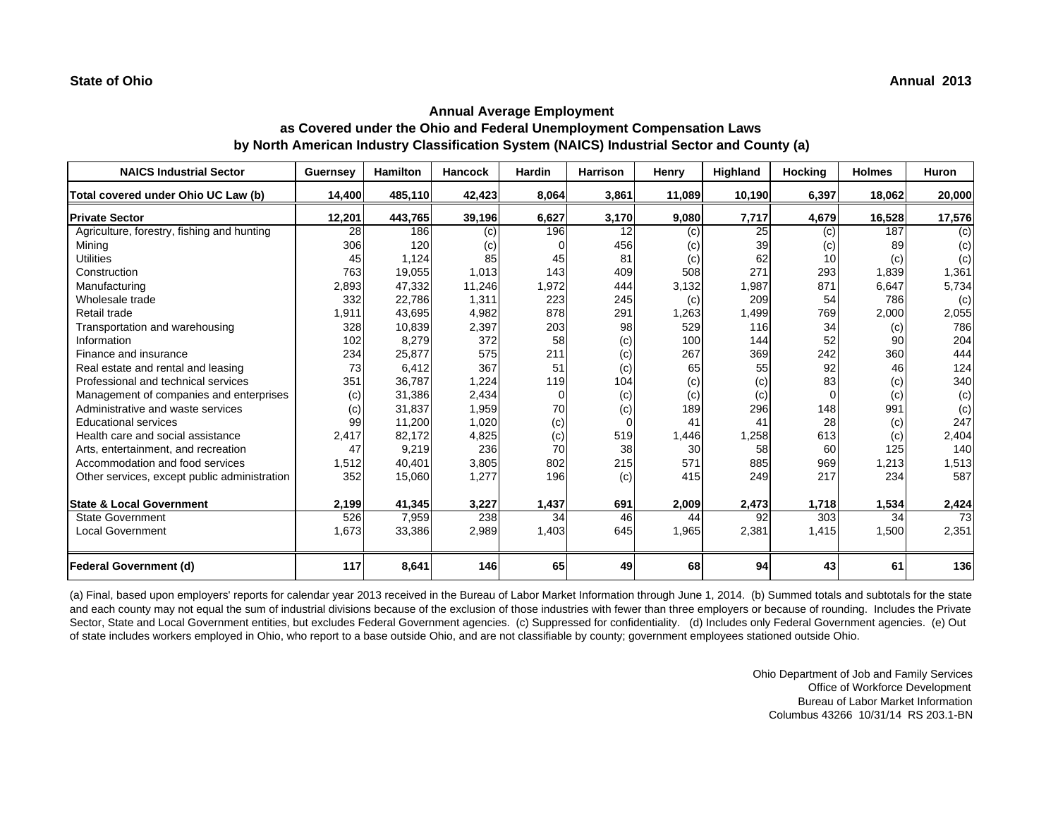**State of Ohio** **Annual 2013**

# Annual Average Employment
## as Covered under the Ohio and Federal Unemployment Compensation Laws
## by North American Industry Classification System (NAICS) Industrial Sector and County (a)

| NAICS Industrial Sector | Guernsey | Hamilton | Hancock | Hardin | Harrison | Henry | Highland | Hocking | Holmes | Huron |
|---|---|---|---|---|---|---|---|---|---|---|
| **Total covered under Ohio UC Law (b)** | **14,400** | **485,110** | **42,423** | **8,064** | **3,861** | **11,089** | **10,190** | **6,397** | **18,062** | **20,000** |
| **Private Sector** | **12,201** | **443,765** | **39,196** | **6,627** | **3,170** | **9,080** | **7,717** | **4,679** | **16,528** | **17,576** |
| Agriculture, forestry, fishing and hunting | 28 | 186 | (c) | 196 | 12 | (c) | 25 | (c) | 187 | (c) |
| Mining | 306 | 120 | (c) | 0 | 456 | (c) | 39 | (c) | 89 | (c) |
| Utilities | 45 | 1,124 | 85 | 45 | 81 | (c) | 62 | 10 | (c) | (c) |
| Construction | 763 | 19,055 | 1,013 | 143 | 409 | 508 | 271 | 293 | 1,839 | 1,361 |
| Manufacturing | 2,893 | 47,332 | 11,246 | 1,972 | 444 | 3,132 | 1,987 | 871 | 6,647 | 5,734 |
| Wholesale trade | 332 | 22,786 | 1,311 | 223 | 245 | (c) | 209 | 54 | 786 | (c) |
| Retail trade | 1,911 | 43,695 | 4,982 | 878 | 291 | 1,263 | 1,499 | 769 | 2,000 | 2,055 |
| Transportation and warehousing | 328 | 10,839 | 2,397 | 203 | 98 | 529 | 116 | 34 | (c) | 786 |
| Information | 102 | 8,279 | 372 | 58 | (c) | 100 | 144 | 52 | 90 | 204 |
| Finance and insurance | 234 | 25,877 | 575 | 211 | (c) | 267 | 369 | 242 | 360 | 444 |
| Real estate and rental and leasing | 73 | 6,412 | 367 | 51 | (c) | 65 | 55 | 92 | 46 | 124 |
| Professional and technical services | 351 | 36,787 | 1,224 | 119 | 104 | (c) | (c) | 83 | (c) | 340 |
| Management of companies and enterprises | (c) | 31,386 | 2,434 | 0 | (c) | (c) | (c) | 0 | (c) | (c) |
| Administrative and waste services | (c) | 31,837 | 1,959 | 70 | (c) | 189 | 296 | 148 | 991 | (c) |
| Educational services | 99 | 11,200 | 1,020 | (c) | 0 | 41 | 41 | 28 | (c) | 247 |
| Health care and social assistance | 2,417 | 82,172 | 4,825 | (c) | 519 | 1,446 | 1,258 | 613 | (c) | 2,404 |
| Arts, entertainment, and recreation | 47 | 9,219 | 236 | 70 | 38 | 30 | 58 | 60 | 125 | 140 |
| Accommodation and food services | 1,512 | 40,401 | 3,805 | 802 | 215 | 571 | 885 | 969 | 1,213 | 1,513 |
| Other services, except public administration | 352 | 15,060 | 1,277 | 196 | (c) | 415 | 249 | 217 | 234 | 587 |
| **State & Local Government** | **2,199** | **41,345** | **3,227** | **1,437** | **691** | **2,009** | **2,473** | **1,718** | **1,534** | **2,424** |
| State Government | 526 | 7,959 | 238 | 34 | 46 | 44 | 92 | 303 | 34 | 73 |
| Local Government | 1,673 | 33,386 | 2,989 | 1,403 | 645 | 1,965 | 2,381 | 1,415 | 1,500 | 2,351 |
| **Federal Government (d)** | **117** | **8,641** | **146** | **65** | **49** | **68** | **94** | **43** | **61** | **136** |

(a) Final, based upon employers' reports for calendar year 2013 received in the Bureau of Labor Market Information through June 1, 2014. (b) Summed totals and subtotals for the state and each county may not equal the sum of industrial divisions because of the exclusion of those industries with fewer than three employers or because of rounding. Includes the Private Sector, State and Local Government entities, but excludes Federal Government agencies. (c) Suppressed for confidentiality. (d) Includes only Federal Government agencies. (e) Out of state includes workers employed in Ohio, who report to a base outside Ohio, and are not classifiable by county; government employees stationed outside Ohio.

Ohio Department of Job and Family Services
Office of Workforce Development
Bureau of Labor Market Information
Columbus 43266 10/31/14 RS 203.1-BN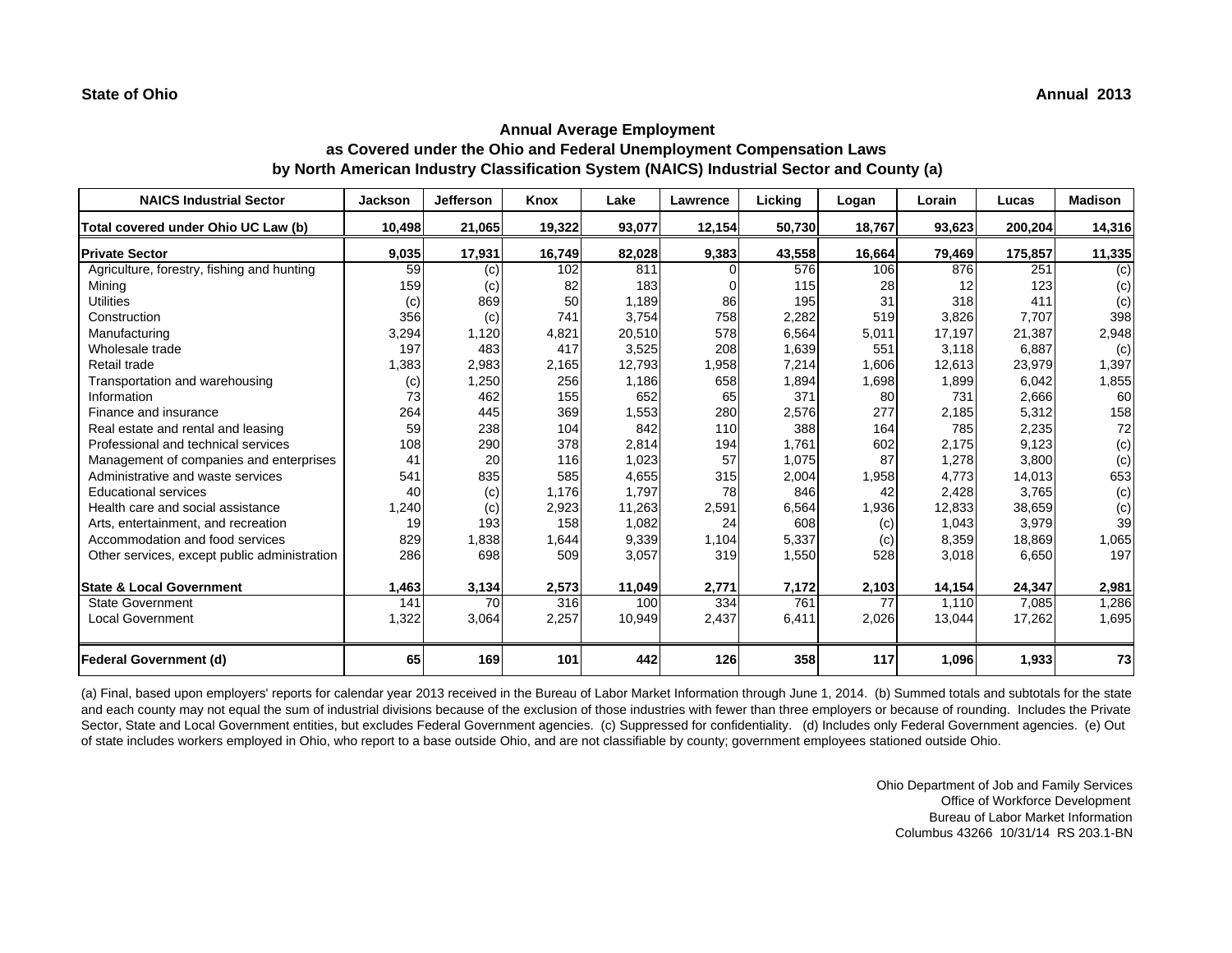**State of Ohio** **Annual 2013**

## Annual Average Employment
## as Covered under the Ohio and Federal Unemployment Compensation Laws
## by North American Industry Classification System (NAICS) Industrial Sector and County (a)

| NAICS Industrial Sector | Jackson | Jefferson | Knox | Lake | Lawrence | Licking | Logan | Lorain | Lucas | Madison |
|---|---|---|---|---|---|---|---|---|---|---|
| **Total covered under Ohio UC Law (b)** | **10,498** | **21,065** | **19,322** | **93,077** | **12,154** | **50,730** | **18,767** | **93,623** | **200,204** | **14,316** |
| **Private Sector** | **9,035** | **17,931** | **16,749** | **82,028** | **9,383** | **43,558** | **16,664** | **79,469** | **175,857** | **11,335** |
| Agriculture, forestry, fishing and hunting | 59 | (c) | 102 | 811 | 0 | 576 | 106 | 876 | 251 | (c) |
| Mining | 159 | (c) | 82 | 183 | 0 | 115 | 28 | 12 | 123 | (c) |
| Utilities | (c) | 869 | 50 | 1,189 | 86 | 195 | 31 | 318 | 411 | (c) |
| Construction | 356 | (c) | 741 | 3,754 | 758 | 2,282 | 519 | 3,826 | 7,707 | 398 |
| Manufacturing | 3,294 | 1,120 | 4,821 | 20,510 | 578 | 6,564 | 5,011 | 17,197 | 21,387 | 2,948 |
| Wholesale trade | 197 | 483 | 417 | 3,525 | 208 | 1,639 | 551 | 3,118 | 6,887 | (c) |
| Retail trade | 1,383 | 2,983 | 2,165 | 12,793 | 1,958 | 7,214 | 1,606 | 12,613 | 23,979 | 1,397 |
| Transportation and warehousing | (c) | 1,250 | 256 | 1,186 | 658 | 1,894 | 1,698 | 1,899 | 6,042 | 1,855 |
| Information | 73 | 462 | 155 | 652 | 65 | 371 | 80 | 731 | 2,666 | 60 |
| Finance and insurance | 264 | 445 | 369 | 1,553 | 280 | 2,576 | 277 | 2,185 | 5,312 | 158 |
| Real estate and rental and leasing | 59 | 238 | 104 | 842 | 110 | 388 | 164 | 785 | 2,235 | 72 |
| Professional and technical services | 108 | 290 | 378 | 2,814 | 194 | 1,761 | 602 | 2,175 | 9,123 | (c) |
| Management of companies and enterprises | 41 | 20 | 116 | 1,023 | 57 | 1,075 | 87 | 1,278 | 3,800 | (c) |
| Administrative and waste services | 541 | 835 | 585 | 4,655 | 315 | 2,004 | 1,958 | 4,773 | 14,013 | 653 |
| Educational services | 40 | (c) | 1,176 | 1,797 | 78 | 846 | 42 | 2,428 | 3,765 | (c) |
| Health care and social assistance | 1,240 | (c) | 2,923 | 11,263 | 2,591 | 6,564 | 1,936 | 12,833 | 38,659 | (c) |
| Arts, entertainment, and recreation | 19 | 193 | 158 | 1,082 | 24 | 608 | (c) | 1,043 | 3,979 | 39 |
| Accommodation and food services | 829 | 1,838 | 1,644 | 9,339 | 1,104 | 5,337 | (c) | 8,359 | 18,869 | 1,065 |
| Other services, except public administration | 286 | 698 | 509 | 3,057 | 319 | 1,550 | 528 | 3,018 | 6,650 | 197 |
| **State & Local Government** | **1,463** | **3,134** | **2,573** | **11,049** | **2,771** | **7,172** | **2,103** | **14,154** | **24,347** | **2,981** |
| State Government | 141 | 70 | 316 | 100 | 334 | 761 | 77 | 1,110 | 7,085 | 1,286 |
| Local Government | 1,322 | 3,064 | 2,257 | 10,949 | 2,437 | 6,411 | 2,026 | 13,044 | 17,262 | 1,695 |
| **Federal Government (d)** | **65** | **169** | **101** | **442** | **126** | **358** | **117** | **1,096** | **1,933** | **73** |

(a) Final, based upon employers' reports for calendar year 2013 received in the Bureau of Labor Market Information through June 1, 2014. (b) Summed totals and subtotals for the state and each county may not equal the sum of industrial divisions because of the exclusion of those industries with fewer than three employers or because of rounding. Includes the Private Sector, State and Local Government entities, but excludes Federal Government agencies. (c) Suppressed for confidentiality. (d) Includes only Federal Government agencies. (e) Out of state includes workers employed in Ohio, who report to a base outside Ohio, and are not classifiable by county; government employees stationed outside Ohio.

Ohio Department of Job and Family Services
Office of Workforce Development
Bureau of Labor Market Information
Columbus 43266 10/31/14 RS 203.1-BN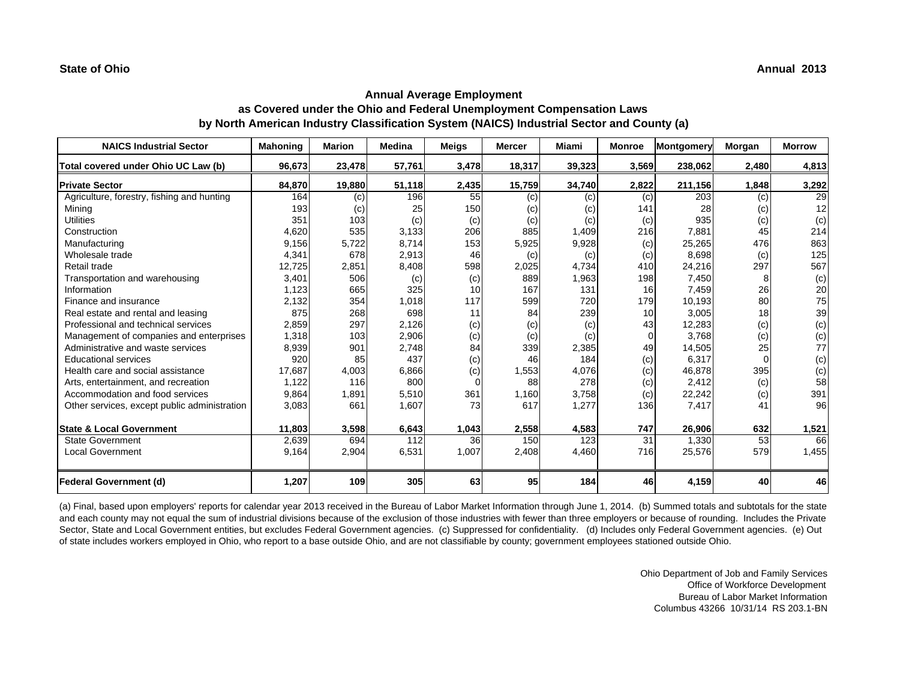**State of Ohio** **Annual 2013**

## Annual Average Employment
## as Covered under the Ohio and Federal Unemployment Compensation Laws
## by North American Industry Classification System (NAICS) Industrial Sector and County (a)

| NAICS Industrial Sector | Mahoning | Marion | Medina | Meigs | Mercer | Miami | Monroe | Montgomery | Morgan | Morrow |
|---|---|---|---|---|---|---|---|---|---|---|
| **Total covered under Ohio UC Law (b)** | **96,673** | **23,478** | **57,761** | **3,478** | **18,317** | **39,323** | **3,569** | **238,062** | **2,480** | **4,813** |
| **Private Sector** | **84,870** | **19,880** | **51,118** | **2,435** | **15,759** | **34,740** | **2,822** | **211,156** | **1,848** | **3,292** |
| Agriculture, forestry, fishing and hunting | 164 | (c) | 196 | 55 | (c) | (c) | (c) | 203 | (c) | 29 |
| Mining | 193 | (c) | 25 | 150 | (c) | (c) | 141 | 28 | (c) | 12 |
| Utilities | 351 | 103 | (c) | (c) | (c) | (c) | (c) | 935 | (c) | (c) |
| Construction | 4,620 | 535 | 3,133 | 206 | 885 | 1,409 | 216 | 7,881 | 45 | 214 |
| Manufacturing | 9,156 | 5,722 | 8,714 | 153 | 5,925 | 9,928 | (c) | 25,265 | 476 | 863 |
| Wholesale trade | 4,341 | 678 | 2,913 | 46 | (c) | (c) | (c) | 8,698 | (c) | 125 |
| Retail trade | 12,725 | 2,851 | 8,408 | 598 | 2,025 | 4,734 | 410 | 24,216 | 297 | 567 |
| Transportation and warehousing | 3,401 | 506 | (c) | (c) | 889 | 1,963 | 198 | 7,450 | 8 | (c) |
| Information | 1,123 | 665 | 325 | 10 | 167 | 131 | 16 | 7,459 | 26 | 20 |
| Finance and insurance | 2,132 | 354 | 1,018 | 117 | 599 | 720 | 179 | 10,193 | 80 | 75 |
| Real estate and rental and leasing | 875 | 268 | 698 | 11 | 84 | 239 | 10 | 3,005 | 18 | 39 |
| Professional and technical services | 2,859 | 297 | 2,126 | (c) | (c) | (c) | 43 | 12,283 | (c) | (c) |
| Management of companies and enterprises | 1,318 | 103 | 2,906 | (c) | (c) | (c) | 0 | 3,768 | (c) | (c) |
| Administrative and waste services | 8,939 | 901 | 2,748 | 84 | 339 | 2,385 | 49 | 14,505 | 25 | 77 |
| Educational services | 920 | 85 | 437 | (c) | 46 | 184 | (c) | 6,317 | 0 | (c) |
| Health care and social assistance | 17,687 | 4,003 | 6,866 | (c) | 1,553 | 4,076 | (c) | 46,878 | 395 | (c) |
| Arts, entertainment, and recreation | 1,122 | 116 | 800 | 0 | 88 | 278 | (c) | 2,412 | (c) | 58 |
| Accommodation and food services | 9,864 | 1,891 | 5,510 | 361 | 1,160 | 3,758 | (c) | 22,242 | (c) | 391 |
| Other services, except public administration | 3,083 | 661 | 1,607 | 73 | 617 | 1,277 | 136 | 7,417 | 41 | 96 |
| **State & Local Government** | **11,803** | **3,598** | **6,643** | **1,043** | **2,558** | **4,583** | **747** | **26,906** | **632** | **1,521** |
| State Government | 2,639 | 694 | 112 | 36 | 150 | 123 | 31 | 1,330 | 53 | 66 |
| Local Government | 9,164 | 2,904 | 6,531 | 1,007 | 2,408 | 4,460 | 716 | 25,576 | 579 | 1,455 |
| **Federal Government (d)** | **1,207** | **109** | **305** | **63** | **95** | **184** | **46** | **4,159** | **40** | **46** |

(a) Final, based upon employers' reports for calendar year 2013 received in the Bureau of Labor Market Information through June 1, 2014. (b) Summed totals and subtotals for the state and each county may not equal the sum of industrial divisions because of the exclusion of those industries with fewer than three employers or because of rounding. Includes the Private Sector, State and Local Government entities, but excludes Federal Government agencies. (c) Suppressed for confidentiality. (d) Includes only Federal Government agencies. (e) Out of state includes workers employed in Ohio, who report to a base outside Ohio, and are not classifiable by county; government employees stationed outside Ohio.

Ohio Department of Job and Family Services
Office of Workforce Development
Bureau of Labor Market Information
Columbus 43266 10/31/14 RS 203.1-BN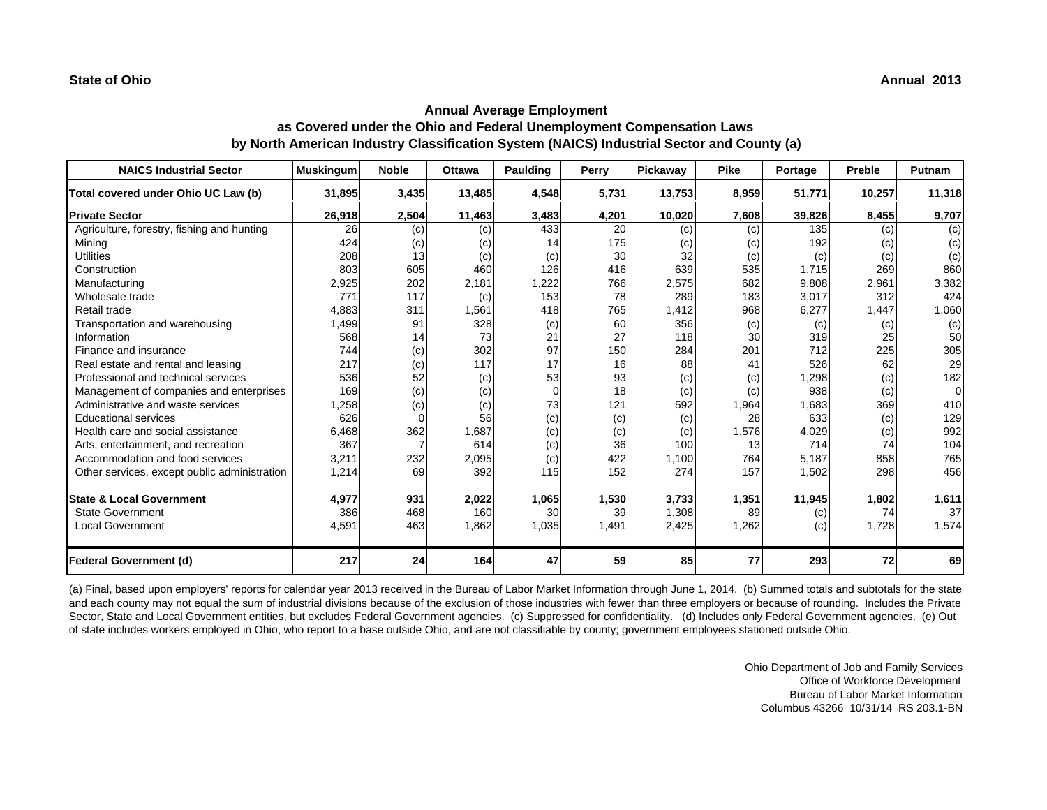**State of Ohio** **Annual 2013**

## Annual Average Employment
## as Covered under the Ohio and Federal Unemployment Compensation Laws
## by North American Industry Classification System (NAICS) Industrial Sector and County (a)

| NAICS Industrial Sector | Muskingum | Noble | Ottawa | Paulding | Perry | Pickaway | Pike | Portage | Preble | Putnam |
|---|---|---|---|---|---|---|---|---|---|---|
| **Total covered under Ohio UC Law (b)** | **31,895** | **3,435** | **13,485** | **4,548** | **5,731** | **13,753** | **8,959** | **51,771** | **10,257** | **11,318** |
| **Private Sector** | **26,918** | **2,504** | **11,463** | **3,483** | **4,201** | **10,020** | **7,608** | **39,826** | **8,455** | **9,707** |
| Agriculture, forestry, fishing and hunting | 26 | (c) | (c) | 433 | 20 | (c) | (c) | 135 | (c) | (c) |
| Mining | 424 | (c) | (c) | 14 | 175 | (c) | (c) | 192 | (c) | (c) |
| Utilities | 208 | 13 | (c) | (c) | 30 | 32 | (c) | (c) | (c) | (c) |
| Construction | 803 | 605 | 460 | 126 | 416 | 639 | 535 | 1,715 | 269 | 860 |
| Manufacturing | 2,925 | 202 | 2,181 | 1,222 | 766 | 2,575 | 682 | 9,808 | 2,961 | 3,382 |
| Wholesale trade | 771 | 117 | (c) | 153 | 78 | 289 | 183 | 3,017 | 312 | 424 |
| Retail trade | 4,883 | 311 | 1,561 | 418 | 765 | 1,412 | 968 | 6,277 | 1,447 | 1,060 |
| Transportation and warehousing | 1,499 | 91 | 328 | (c) | 60 | 356 | (c) | (c) | (c) | (c) |
| Information | 568 | 14 | 73 | 21 | 27 | 118 | 30 | 319 | 25 | 50 |
| Finance and insurance | 744 | (c) | 302 | 97 | 150 | 284 | 201 | 712 | 225 | 305 |
| Real estate and rental and leasing | 217 | (c) | 117 | 17 | 16 | 88 | 41 | 526 | 62 | 29 |
| Professional and technical services | 536 | 52 | (c) | 53 | 93 | (c) | (c) | 1,298 | (c) | 182 |
| Management of companies and enterprises | 169 | (c) | (c) | 0 | 18 | (c) | (c) | 938 | (c) | 0 |
| Administrative and waste services | 1,258 | (c) | (c) | 73 | 121 | 592 | 1,964 | 1,683 | 369 | 410 |
| Educational services | 626 | 0 | 56 | (c) | (c) | (c) | 28 | 633 | (c) | 129 |
| Health care and social assistance | 6,468 | 362 | 1,687 | (c) | (c) | (c) | 1,576 | 4,029 | (c) | 992 |
| Arts, entertainment, and recreation | 367 | 7 | 614 | (c) | 36 | 100 | 13 | 714 | 74 | 104 |
| Accommodation and food services | 3,211 | 232 | 2,095 | (c) | 422 | 1,100 | 764 | 5,187 | 858 | 765 |
| Other services, except public administration | 1,214 | 69 | 392 | 115 | 152 | 274 | 157 | 1,502 | 298 | 456 |
| **State & Local Government** | **4,977** | **931** | **2,022** | **1,065** | **1,530** | **3,733** | **1,351** | **11,945** | **1,802** | **1,611** |
| State Government | 386 | 468 | 160 | 30 | 39 | 1,308 | 89 | (c) | 74 | 37 |
| Local Government | 4,591 | 463 | 1,862 | 1,035 | 1,491 | 2,425 | 1,262 | (c) | 1,728 | 1,574 |
| **Federal Government (d)** | **217** | **24** | **164** | **47** | **59** | **85** | **77** | **293** | **72** | **69** |

(a) Final, based upon employers' reports for calendar year 2013 received in the Bureau of Labor Market Information through June 1, 2014. (b) Summed totals and subtotals for the state and each county may not equal the sum of industrial divisions because of the exclusion of those industries with fewer than three employers or because of rounding. Includes the Private Sector, State and Local Government entities, but excludes Federal Government agencies. (c) Suppressed for confidentiality. (d) Includes only Federal Government agencies. (e) Out of state includes workers employed in Ohio, who report to a base outside Ohio, and are not classifiable by county; government employees stationed outside Ohio.

Ohio Department of Job and Family Services
Office of Workforce Development
Bureau of Labor Market Information
Columbus 43266 10/31/14 RS 203.1-BN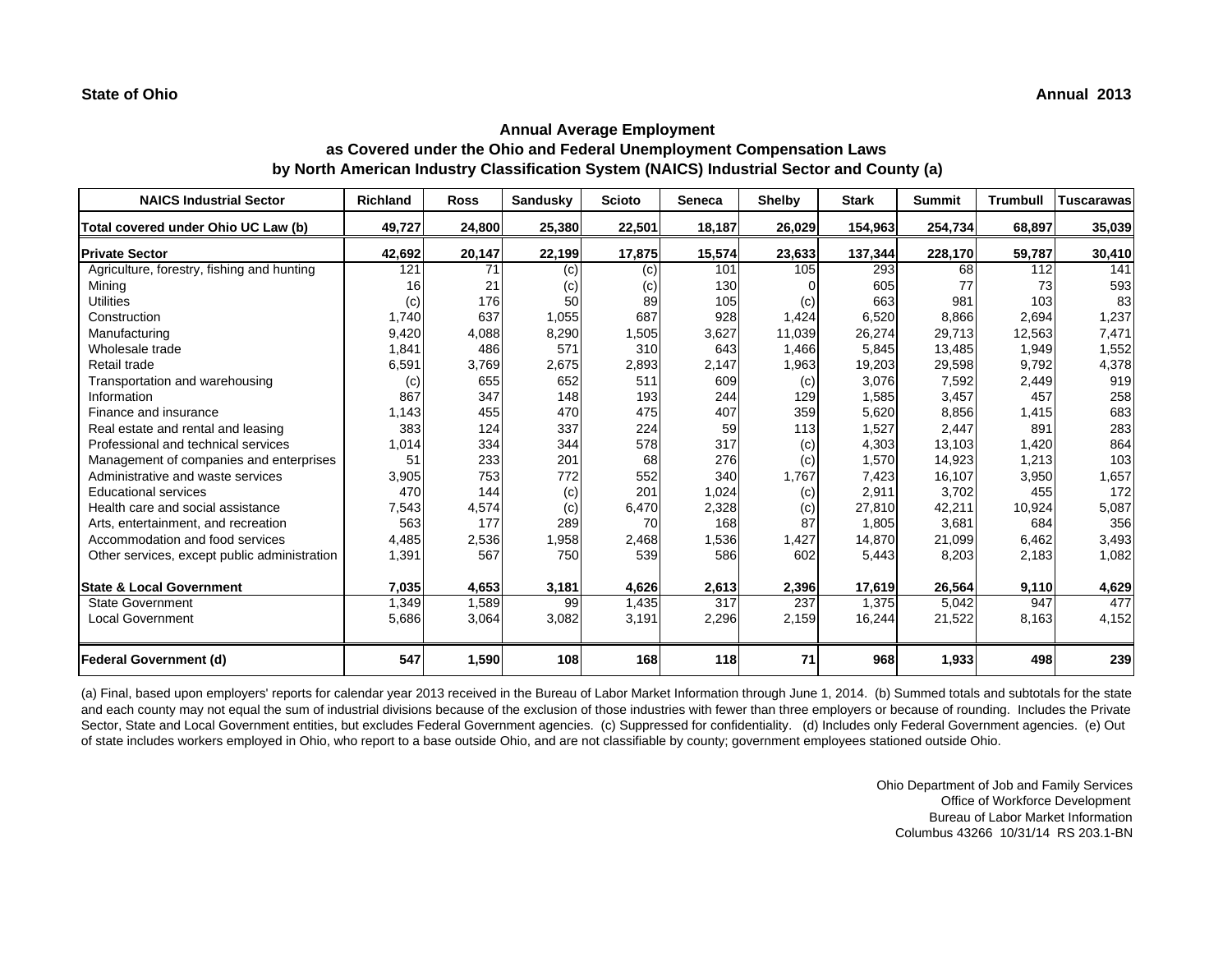**State of Ohio** **Annual 2013**

## Annual Average Employment
## as Covered under the Ohio and Federal Unemployment Compensation Laws
## by North American Industry Classification System (NAICS) Industrial Sector and County (a)

| NAICS Industrial Sector | Richland | Ross | Sandusky | Scioto | Seneca | Shelby | Stark | Summit | Trumbull | Tuscarawas |
|---|---|---|---|---|---|---|---|---|---|---|
| **Total covered under Ohio UC Law (b)** | **49,727** | **24,800** | **25,380** | **22,501** | **18,187** | **26,029** | **154,963** | **254,734** | **68,897** | **35,039** |
| **Private Sector** | **42,692** | **20,147** | **22,199** | **17,875** | **15,574** | **23,633** | **137,344** | **228,170** | **59,787** | **30,410** |
| Agriculture, forestry, fishing and hunting | 121 | 71 | (c) | (c) | 101 | 105 | 293 | 68 | 112 | 141 |
| Mining | 16 | 21 | (c) | (c) | 130 | 0 | 605 | 77 | 73 | 593 |
| Utilities | (c) | 176 | 50 | 89 | 105 | (c) | 663 | 981 | 103 | 83 |
| Construction | 1,740 | 637 | 1,055 | 687 | 928 | 1,424 | 6,520 | 8,866 | 2,694 | 1,237 |
| Manufacturing | 9,420 | 4,088 | 8,290 | 1,505 | 3,627 | 11,039 | 26,274 | 29,713 | 12,563 | 7,471 |
| Wholesale trade | 1,841 | 486 | 571 | 310 | 643 | 1,466 | 5,845 | 13,485 | 1,949 | 1,552 |
| Retail trade | 6,591 | 3,769 | 2,675 | 2,893 | 2,147 | 1,963 | 19,203 | 29,598 | 9,792 | 4,378 |
| Transportation and warehousing | (c) | 655 | 652 | 511 | 609 | (c) | 3,076 | 7,592 | 2,449 | 919 |
| Information | 867 | 347 | 148 | 193 | 244 | 129 | 1,585 | 3,457 | 457 | 258 |
| Finance and insurance | 1,143 | 455 | 470 | 475 | 407 | 359 | 5,620 | 8,856 | 1,415 | 683 |
| Real estate and rental and leasing | 383 | 124 | 337 | 224 | 59 | 113 | 1,527 | 2,447 | 891 | 283 |
| Professional and technical services | 1,014 | 334 | 344 | 578 | 317 | (c) | 4,303 | 13,103 | 1,420 | 864 |
| Management of companies and enterprises | 51 | 233 | 201 | 68 | 276 | (c) | 1,570 | 14,923 | 1,213 | 103 |
| Administrative and waste services | 3,905 | 753 | 772 | 552 | 340 | 1,767 | 7,423 | 16,107 | 3,950 | 1,657 |
| Educational services | 470 | 144 | (c) | 201 | 1,024 | (c) | 2,911 | 3,702 | 455 | 172 |
| Health care and social assistance | 7,543 | 4,574 | (c) | 6,470 | 2,328 | (c) | 27,810 | 42,211 | 10,924 | 5,087 |
| Arts, entertainment, and recreation | 563 | 177 | 289 | 70 | 168 | 87 | 1,805 | 3,681 | 684 | 356 |
| Accommodation and food services | 4,485 | 2,536 | 1,958 | 2,468 | 1,536 | 1,427 | 14,870 | 21,099 | 6,462 | 3,493 |
| Other services, except public administration | 1,391 | 567 | 750 | 539 | 586 | 602 | 5,443 | 8,203 | 2,183 | 1,082 |
| **State & Local Government** | **7,035** | **4,653** | **3,181** | **4,626** | **2,613** | **2,396** | **17,619** | **26,564** | **9,110** | **4,629** |
| State Government | 1,349 | 1,589 | 99 | 1,435 | 317 | 237 | 1,375 | 5,042 | 947 | 477 |
| Local Government | 5,686 | 3,064 | 3,082 | 3,191 | 2,296 | 2,159 | 16,244 | 21,522 | 8,163 | 4,152 |
| **Federal Government (d)** | **547** | **1,590** | **108** | **168** | **118** | **71** | **968** | **1,933** | **498** | **239** |

(a) Final, based upon employers' reports for calendar year 2013 received in the Bureau of Labor Market Information through June 1, 2014. (b) Summed totals and subtotals for the state and each county may not equal the sum of industrial divisions because of the exclusion of those industries with fewer than three employers or because of rounding. Includes the Private Sector, State and Local Government entities, but excludes Federal Government agencies. (c) Suppressed for confidentiality. (d) Includes only Federal Government agencies. (e) Out of state includes workers employed in Ohio, who report to a base outside Ohio, and are not classifiable by county; government employees stationed outside Ohio.

Ohio Department of Job and Family Services
Office of Workforce Development
Bureau of Labor Market Information
Columbus 43266 10/31/14 RS 203.1-BN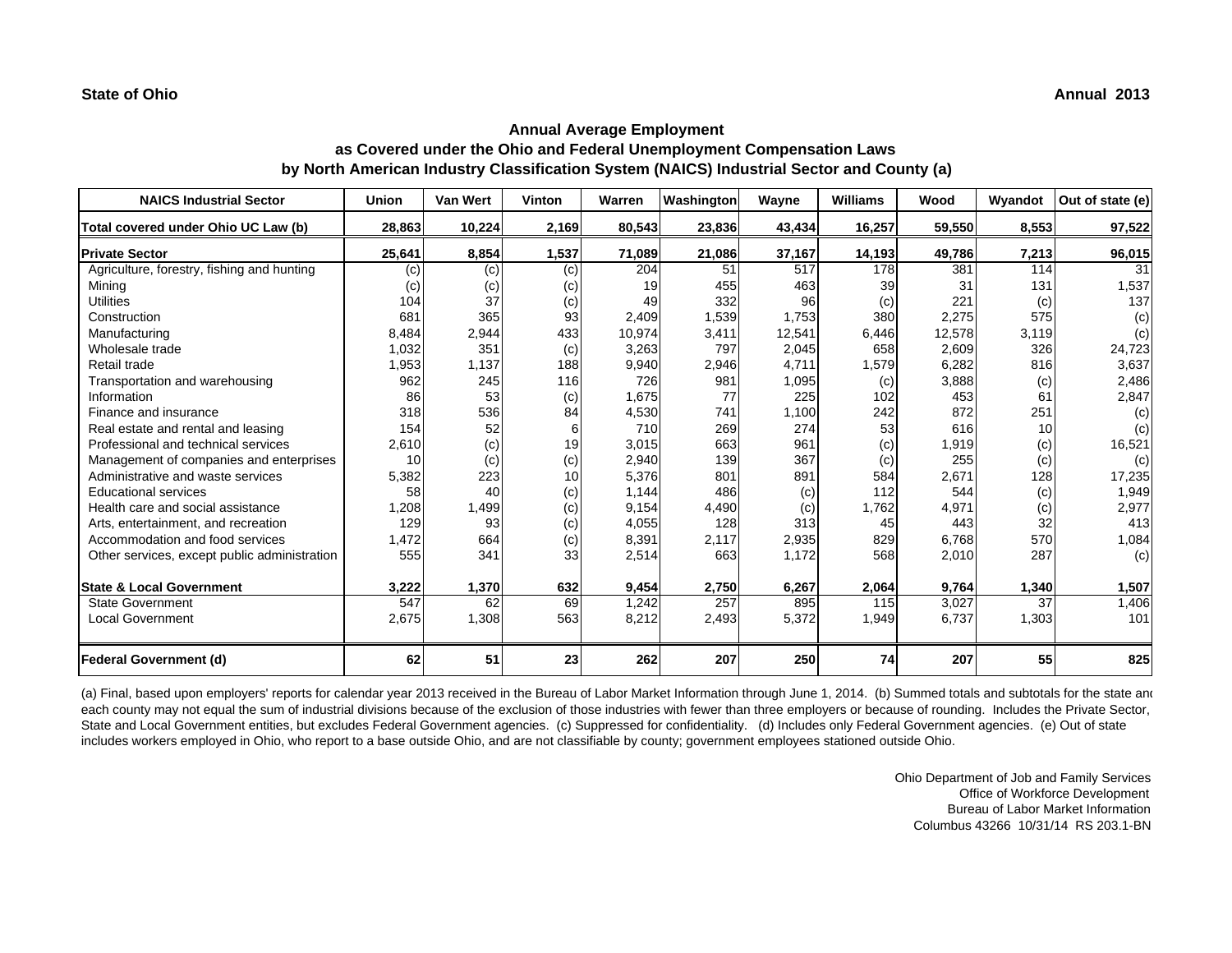**State of Ohio** **Annual 2013**

## Annual Average Employment
## as Covered under the Ohio and Federal Unemployment Compensation Laws
## by North American Industry Classification System (NAICS) Industrial Sector and County (a)

| NAICS Industrial Sector | Union | Van Wert | Vinton | Warren | Washington | Wayne | Williams | Wood | Wyandot | Out of state (e) |
|---|---|---|---|---|---|---|---|---|---|---|
| **Total covered under Ohio UC Law (b)** | **28,863** | **10,224** | **2,169** | **80,543** | **23,836** | **43,434** | **16,257** | **59,550** | **8,553** | **97,522** |
| **Private Sector** | **25,641** | **8,854** | **1,537** | **71,089** | **21,086** | **37,167** | **14,193** | **49,786** | **7,213** | **96,015** |
| Agriculture, forestry, fishing and hunting | (c) | (c) | (c) | 204 | 51 | 517 | 178 | 381 | 114 | 31 |
| Mining | (c) | (c) | (c) | 19 | 455 | 463 | 39 | 31 | 131 | 1,537 |
| Utilities | 104 | 37 | (c) | 49 | 332 | 96 | (c) | 221 | (c) | 137 |
| Construction | 681 | 365 | 93 | 2,409 | 1,539 | 1,753 | 380 | 2,275 | 575 | (c) |
| Manufacturing | 8,484 | 2,944 | 433 | 10,974 | 3,411 | 12,541 | 6,446 | 12,578 | 3,119 | (c) |
| Wholesale trade | 1,032 | 351 | (c) | 3,263 | 797 | 2,045 | 658 | 2,609 | 326 | 24,723 |
| Retail trade | 1,953 | 1,137 | 188 | 9,940 | 2,946 | 4,711 | 1,579 | 6,282 | 816 | 3,637 |
| Transportation and warehousing | 962 | 245 | 116 | 726 | 981 | 1,095 | (c) | 3,888 | (c) | 2,486 |
| Information | 86 | 53 | (c) | 1,675 | 77 | 225 | 102 | 453 | 61 | 2,847 |
| Finance and insurance | 318 | 536 | 84 | 4,530 | 741 | 1,100 | 242 | 872 | 251 | (c) |
| Real estate and rental and leasing | 154 | 52 | 6 | 710 | 269 | 274 | 53 | 616 | 10 | (c) |
| Professional and technical services | 2,610 | (c) | 19 | 3,015 | 663 | 961 | (c) | 1,919 | (c) | 16,521 |
| Management of companies and enterprises | 10 | (c) | (c) | 2,940 | 139 | 367 | (c) | 255 | (c) | (c) |
| Administrative and waste services | 5,382 | 223 | 10 | 5,376 | 801 | 891 | 584 | 2,671 | 128 | 17,235 |
| Educational services | 58 | 40 | (c) | 1,144 | 486 | (c) | 112 | 544 | (c) | 1,949 |
| Health care and social assistance | 1,208 | 1,499 | (c) | 9,154 | 4,490 | (c) | 1,762 | 4,971 | (c) | 2,977 |
| Arts, entertainment, and recreation | 129 | 93 | (c) | 4,055 | 128 | 313 | 45 | 443 | 32 | 413 |
| Accommodation and food services | 1,472 | 664 | (c) | 8,391 | 2,117 | 2,935 | 829 | 6,768 | 570 | 1,084 |
| Other services, except public administration | 555 | 341 | 33 | 2,514 | 663 | 1,172 | 568 | 2,010 | 287 | (c) |
| **State & Local Government** | **3,222** | **1,370** | **632** | **9,454** | **2,750** | **6,267** | **2,064** | **9,764** | **1,340** | **1,507** |
| State Government | 547 | 62 | 69 | 1,242 | 257 | 895 | 115 | 3,027 | 37 | 1,406 |
| Local Government | 2,675 | 1,308 | 563 | 8,212 | 2,493 | 5,372 | 1,949 | 6,737 | 1,303 | 101 |
| **Federal Government (d)** | **62** | **51** | **23** | **262** | **207** | **250** | **74** | **207** | **55** | **825** |

(a) Final, based upon employers' reports for calendar year 2013 received in the Bureau of Labor Market Information through June 1, 2014. (b) Summed totals and subtotals for the state and each county may not equal the sum of industrial divisions because of the exclusion of those industries with fewer than three employers or because of rounding. Includes the Private Sector, State and Local Government entities, but excludes Federal Government agencies. (c) Suppressed for confidentiality. (d) Includes only Federal Government agencies. (e) Out of state includes workers employed in Ohio, who report to a base outside Ohio, and are not classifiable by county; government employees stationed outside Ohio.

Ohio Department of Job and Family Services
Office of Workforce Development
Bureau of Labor Market Information
Columbus 43266 10/31/14 RS 203.1-BN